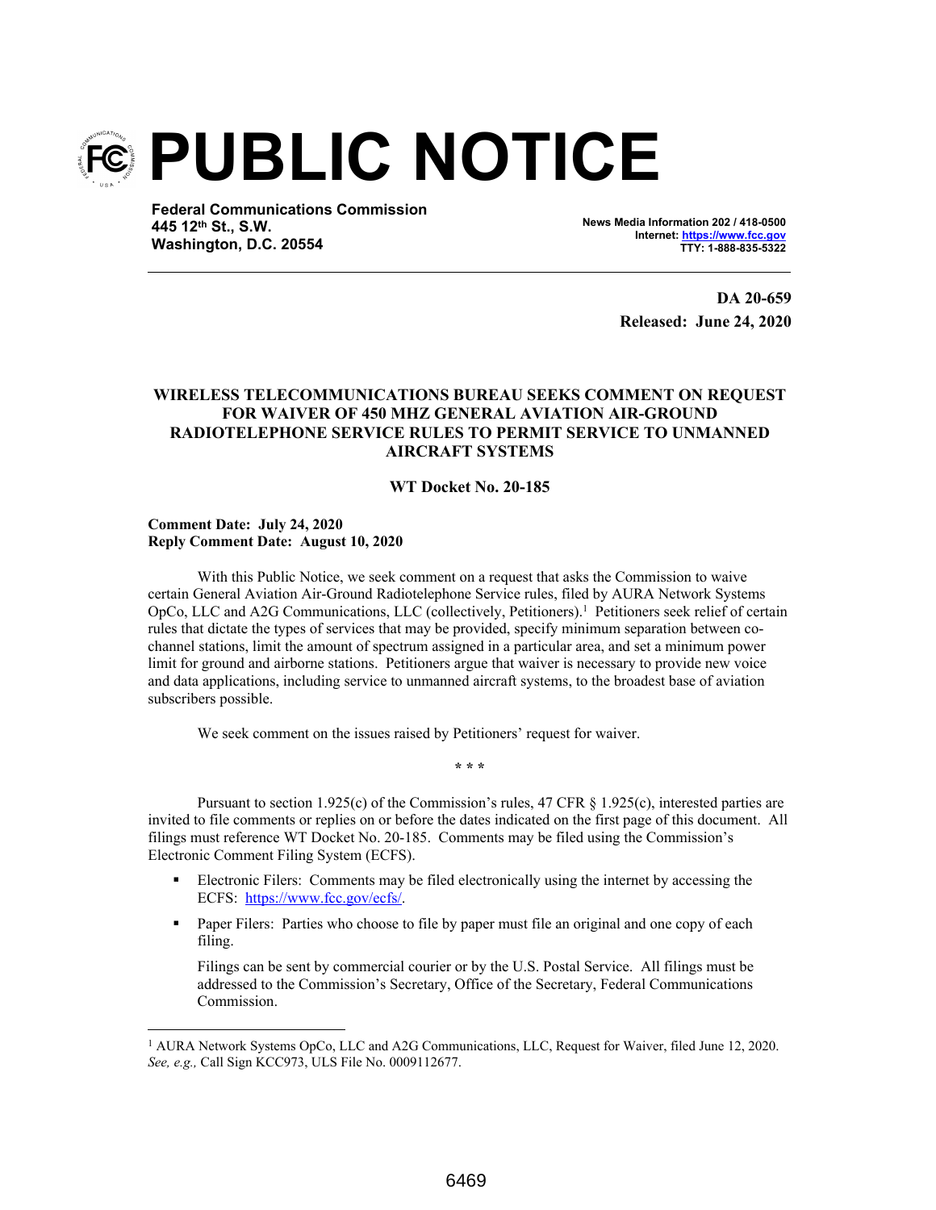# PUBLIC NOTICE

**Federal Communications Commission**
**445 12th St., S.W.**
**Washington, D.C. 20554**

**News Media Information 202 / 418-0500**
**Internet: https://www.fcc.gov**
**TTY: 1-888-835-5322**

**DA 20-659**
**Released: June 24, 2020**

## WIRELESS TELECOMMUNICATIONS BUREAU SEEKS COMMENT ON REQUEST FOR WAIVER OF 450 MHZ GENERAL AVIATION AIR-GROUND RADIOTELEPHONE SERVICE RULES TO PERMIT SERVICE TO UNMANNED AIRCRAFT SYSTEMS

**WT Docket No. 20-185**

**Comment Date: July 24, 2020**
**Reply Comment Date: August 10, 2020**

With this Public Notice, we seek comment on a request that asks the Commission to waive certain General Aviation Air-Ground Radiotelephone Service rules, filed by AURA Network Systems OpCo, LLC and A2G Communications, LLC (collectively, Petitioners).[1] Petitioners seek relief of certain rules that dictate the types of services that may be provided, specify minimum separation between co-channel stations, limit the amount of spectrum assigned in a particular area, and set a minimum power limit for ground and airborne stations. Petitioners argue that waiver is necessary to provide new voice and data applications, including service to unmanned aircraft systems, to the broadest base of aviation subscribers possible.

We seek comment on the issues raised by Petitioners' request for waiver.

\* \* \*

Pursuant to section 1.925(c) of the Commission's rules, 47 CFR § 1.925(c), interested parties are invited to file comments or replies on or before the dates indicated on the first page of this document. All filings must reference WT Docket No. 20-185. Comments may be filed using the Commission's Electronic Comment Filing System (ECFS).

- Electronic Filers: Comments may be filed electronically using the internet by accessing the ECFS: https://www.fcc.gov/ecfs/.
- Paper Filers: Parties who choose to file by paper must file an original and one copy of each filing.

  Filings can be sent by commercial courier or by the U.S. Postal Service. All filings must be addressed to the Commission's Secretary, Office of the Secretary, Federal Communications Commission.

---

[1] AURA Network Systems OpCo, LLC and A2G Communications, LLC, Request for Waiver, filed June 12, 2020. *See, e.g.,* Call Sign KCC973, ULS File No. 0009112677.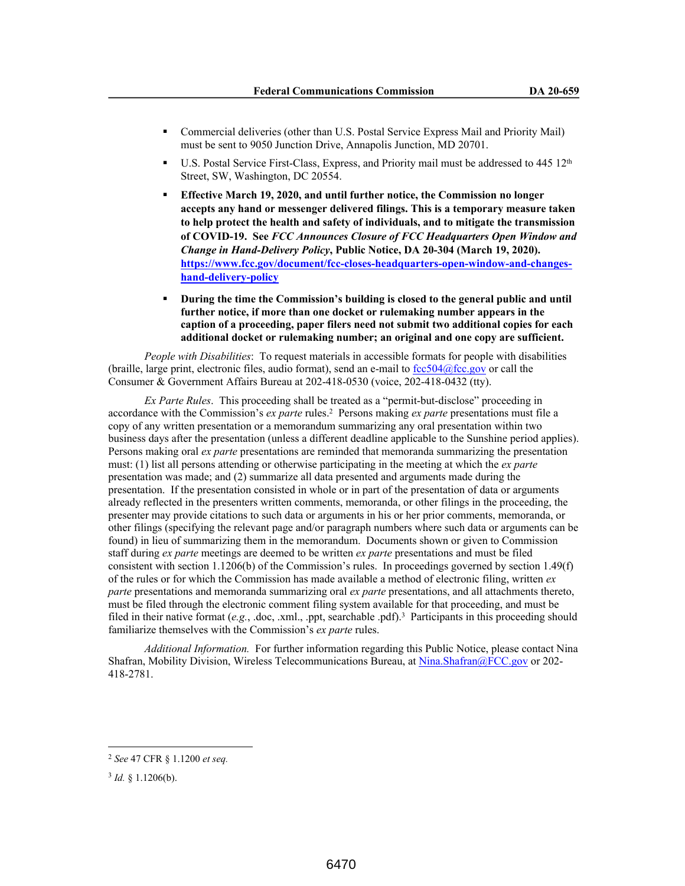- Commercial deliveries (other than U.S. Postal Service Express Mail and Priority Mail) must be sent to 9050 Junction Drive, Annapolis Junction, MD 20701.
- U.S. Postal Service First-Class, Express, and Priority mail must be addressed to 445 12th Street, SW, Washington, DC 20554.
- **Effective March 19, 2020, and until further notice, the Commission no longer accepts any hand or messenger delivered filings. This is a temporary measure taken to help protect the health and safety of individuals, and to mitigate the transmission of COVID-19. See *FCC Announces Closure of FCC Headquarters Open Window and Change in Hand-Delivery Policy*, Public Notice, DA 20-304 (March 19, 2020). https://www.fcc.gov/document/fcc-closes-headquarters-open-window-and-changes-hand-delivery-policy**
- **During the time the Commission's building is closed to the general public and until further notice, if more than one docket or rulemaking number appears in the caption of a proceeding, paper filers need not submit two additional copies for each additional docket or rulemaking number; an original and one copy are sufficient.**

*People with Disabilities*: To request materials in accessible formats for people with disabilities (braille, large print, electronic files, audio format), send an e-mail to fcc504@fcc.gov or call the Consumer & Government Affairs Bureau at 202-418-0530 (voice, 202-418-0432 (tty).

*Ex Parte Rules*. This proceeding shall be treated as a "permit-but-disclose" proceeding in accordance with the Commission's *ex parte* rules.[2] Persons making *ex parte* presentations must file a copy of any written presentation or a memorandum summarizing any oral presentation within two business days after the presentation (unless a different deadline applicable to the Sunshine period applies). Persons making oral *ex parte* presentations are reminded that memoranda summarizing the presentation must: (1) list all persons attending or otherwise participating in the meeting at which the *ex parte* presentation was made; and (2) summarize all data presented and arguments made during the presentation. If the presentation consisted in whole or in part of the presentation of data or arguments already reflected in the presenters written comments, memoranda, or other filings in the proceeding, the presenter may provide citations to such data or arguments in his or her prior comments, memoranda, or other filings (specifying the relevant page and/or paragraph numbers where such data or arguments can be found) in lieu of summarizing them in the memorandum. Documents shown or given to Commission staff during *ex parte* meetings are deemed to be written *ex parte* presentations and must be filed consistent with section 1.1206(b) of the Commission's rules. In proceedings governed by section 1.49(f) of the rules or for which the Commission has made available a method of electronic filing, written *ex parte* presentations and memoranda summarizing oral *ex parte* presentations, and all attachments thereto, must be filed through the electronic comment filing system available for that proceeding, and must be filed in their native format (*e.g.*, .doc, .xml., .ppt, searchable .pdf).[3] Participants in this proceeding should familiarize themselves with the Commission's *ex parte* rules.

*Additional Information.* For further information regarding this Public Notice, please contact Nina Shafran, Mobility Division, Wireless Telecommunications Bureau, at Nina.Shafran@FCC.gov or 202-418-2781.

---

[2] *See* 47 CFR § 1.1200 *et seq.*

[3] *Id.* § 1.1206(b).